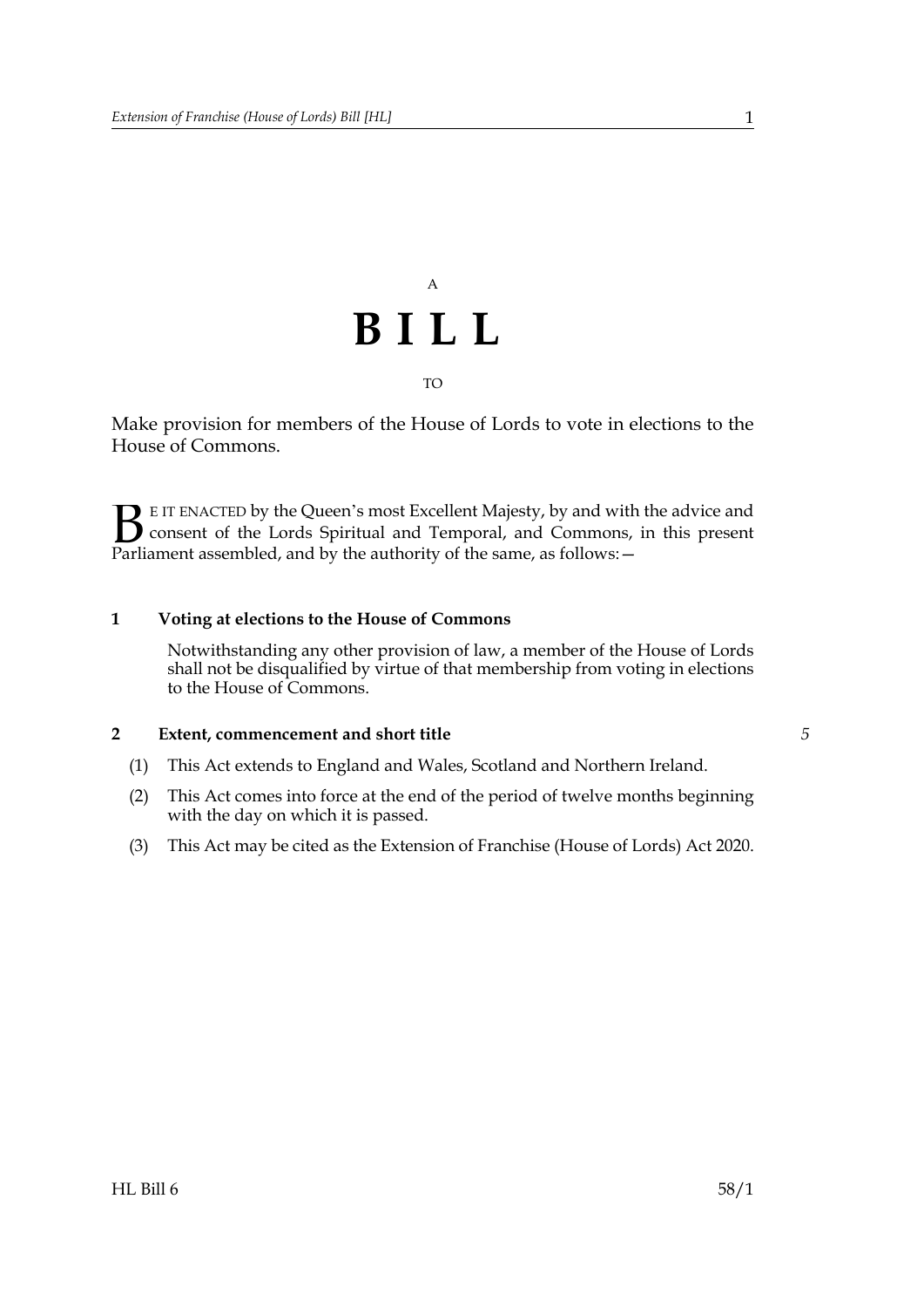A

# BILL

TO

Make provision for members of the House of Lords to vote in elections to the House of Commons.

BE IT ENACTED by the Queen's most Excellent Majesty, by and with the advice and consent of the Lords Spiritual and Temporal, and Commons, in this present Parliament assembled, and by the authority of the same, as follows:—

### 1 Voting at elections to the House of Commons

Notwithstanding any other provision of law, a member of the House of Lords shall not be disqualified by virtue of that membership from voting in elections to the House of Commons.

### 2 Extent, commencement and short title

(1) This Act extends to England and Wales, Scotland and Northern Ireland.

(2) This Act comes into force at the end of the period of twelve months beginning with the day on which it is passed.

(3) This Act may be cited as the Extension of Franchise (House of Lords) Act 2020.

HL Bill 6 58/1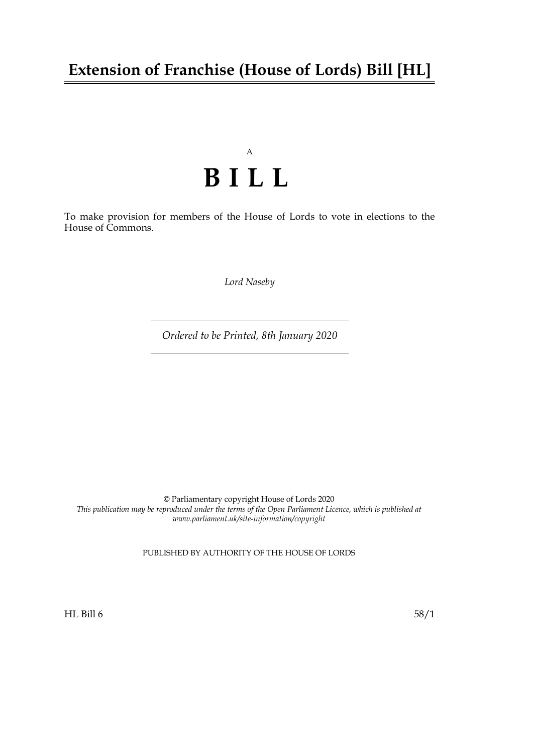# Extension of Franchise (House of Lords) Bill [HL]

A

# B I L L

To make provision for members of the House of Lords to vote in elections to the House of Commons.

*Lord Naseby*

---

*Ordered to be Printed, 8th January 2020*

---

© Parliamentary copyright House of Lords 2020
*This publication may be reproduced under the terms of the Open Parliament Licence, which is published at www.parliament.uk/site-information/copyright*

PUBLISHED BY AUTHORITY OF THE HOUSE OF LORDS

HL Bill 6 58/1